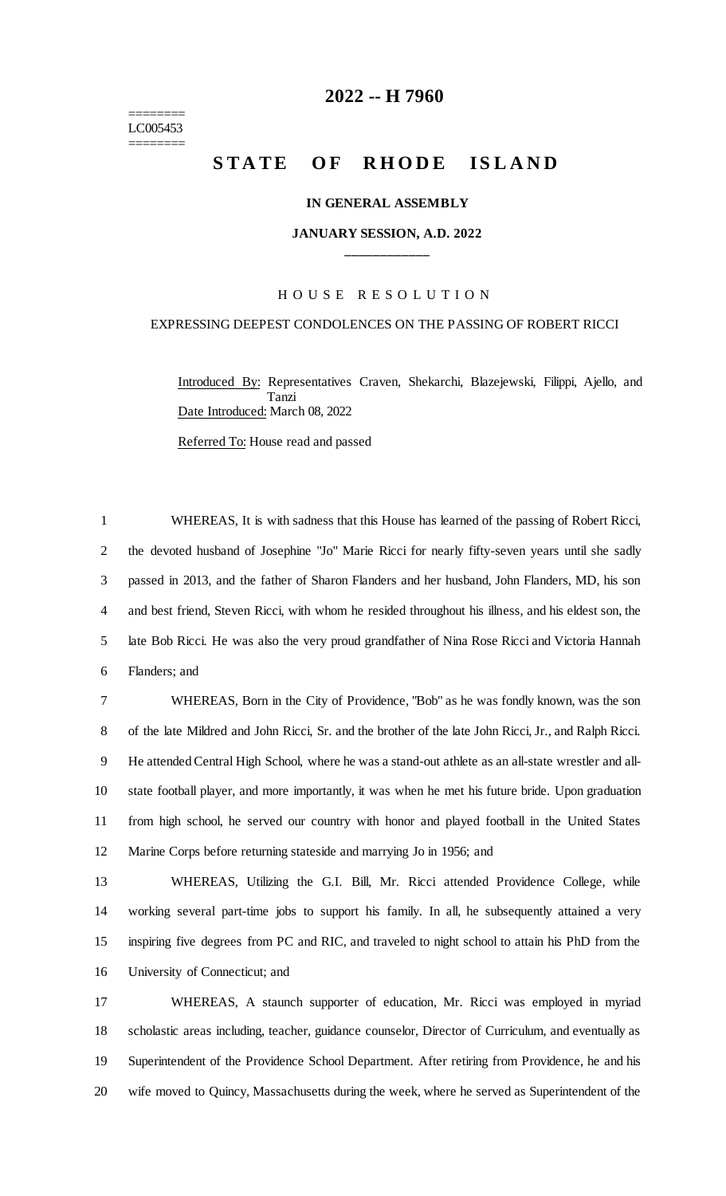# 2022 -- H 7960

========
LC005453
========

## STATE OF RHODE ISLAND

### IN GENERAL ASSEMBLY

### JANUARY SESSION, A.D. 2022

\_\_\_\_\_\_\_\_\_\_\_\_

H O U S E   R E S O L U T I O N

EXPRESSING DEEPEST CONDOLENCES ON THE PASSING OF ROBERT RICCI

Introduced By: Representatives Craven, Shekarchi, Blazejewski, Filippi, Ajello, and Tanzi

Date Introduced: March 08, 2022

Referred To: House read and passed

WHEREAS, It is with sadness that this House has learned of the passing of Robert Ricci, the devoted husband of Josephine "Jo" Marie Ricci for nearly fifty-seven years until she sadly passed in 2013, and the father of Sharon Flanders and her husband, John Flanders, MD, his son and best friend, Steven Ricci, with whom he resided throughout his illness, and his eldest son, the late Bob Ricci. He was also the very proud grandfather of Nina Rose Ricci and Victoria Hannah Flanders; and

WHEREAS, Born in the City of Providence, "Bob" as he was fondly known, was the son of the late Mildred and John Ricci, Sr. and the brother of the late John Ricci, Jr., and Ralph Ricci. He attended Central High School, where he was a stand-out athlete as an all-state wrestler and all-state football player, and more importantly, it was when he met his future bride. Upon graduation from high school, he served our country with honor and played football in the United States Marine Corps before returning stateside and marrying Jo in 1956; and

WHEREAS, Utilizing the G.I. Bill, Mr. Ricci attended Providence College, while working several part-time jobs to support his family. In all, he subsequently attained a very inspiring five degrees from PC and RIC, and traveled to night school to attain his PhD from the University of Connecticut; and

WHEREAS, A staunch supporter of education, Mr. Ricci was employed in myriad scholastic areas including, teacher, guidance counselor, Director of Curriculum, and eventually as Superintendent of the Providence School Department. After retiring from Providence, he and his wife moved to Quincy, Massachusetts during the week, where he served as Superintendent of the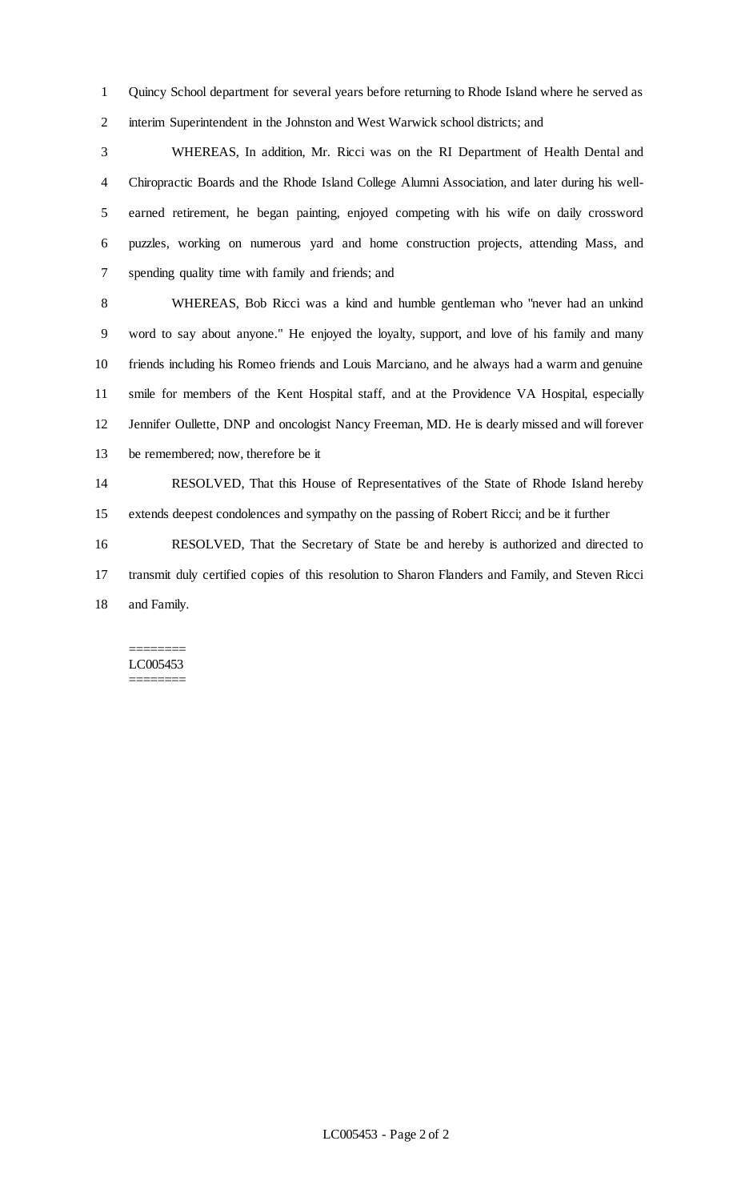Quincy School department for several years before returning to Rhode Island where he served as interim Superintendent in the Johnston and West Warwick school districts; and

WHEREAS, In addition, Mr. Ricci was on the RI Department of Health Dental and Chiropractic Boards and the Rhode Island College Alumni Association, and later during his well-earned retirement, he began painting, enjoyed competing with his wife on daily crossword puzzles, working on numerous yard and home construction projects, attending Mass, and spending quality time with family and friends; and

WHEREAS, Bob Ricci was a kind and humble gentleman who "never had an unkind word to say about anyone." He enjoyed the loyalty, support, and love of his family and many friends including his Romeo friends and Louis Marciano, and he always had a warm and genuine smile for members of the Kent Hospital staff, and at the Providence VA Hospital, especially Jennifer Oullette, DNP and oncologist Nancy Freeman, MD. He is dearly missed and will forever be remembered; now, therefore be it

RESOLVED, That this House of Representatives of the State of Rhode Island hereby extends deepest condolences and sympathy on the passing of Robert Ricci; and be it further

RESOLVED, That the Secretary of State be and hereby is authorized and directed to transmit duly certified copies of this resolution to Sharon Flanders and Family, and Steven Ricci and Family.

========
LC005453
========